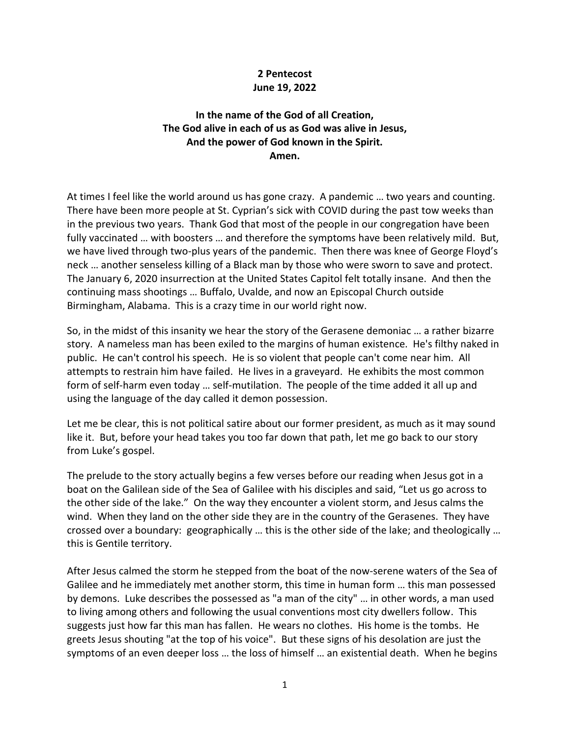**2 Pentecost**
**June 19, 2022**

**In the name of the God of all Creation,**
**The God alive in each of us as God was alive in Jesus,**
**And the power of God known in the Spirit.**
**Amen.**

At times I feel like the world around us has gone crazy. A pandemic … two years and counting. There have been more people at St. Cyprian's sick with COVID during the past tow weeks than in the previous two years. Thank God that most of the people in our congregation have been fully vaccinated … with boosters … and therefore the symptoms have been relatively mild. But, we have lived through two-plus years of the pandemic. Then there was knee of George Floyd's neck … another senseless killing of a Black man by those who were sworn to save and protect. The January 6, 2020 insurrection at the United States Capitol felt totally insane. And then the continuing mass shootings … Buffalo, Uvalde, and now an Episcopal Church outside Birmingham, Alabama. This is a crazy time in our world right now.

So, in the midst of this insanity we hear the story of the Gerasene demoniac … a rather bizarre story. A nameless man has been exiled to the margins of human existence. He's filthy naked in public. He can't control his speech. He is so violent that people can't come near him. All attempts to restrain him have failed. He lives in a graveyard. He exhibits the most common form of self-harm even today … self-mutilation. The people of the time added it all up and using the language of the day called it demon possession.

Let me be clear, this is not political satire about our former president, as much as it may sound like it. But, before your head takes you too far down that path, let me go back to our story from Luke's gospel.

The prelude to the story actually begins a few verses before our reading when Jesus got in a boat on the Galilean side of the Sea of Galilee with his disciples and said, "Let us go across to the other side of the lake." On the way they encounter a violent storm, and Jesus calms the wind. When they land on the other side they are in the country of the Gerasenes. They have crossed over a boundary: geographically … this is the other side of the lake; and theologically … this is Gentile territory.

After Jesus calmed the storm he stepped from the boat of the now-serene waters of the Sea of Galilee and he immediately met another storm, this time in human form … this man possessed by demons. Luke describes the possessed as "a man of the city" … in other words, a man used to living among others and following the usual conventions most city dwellers follow. This suggests just how far this man has fallen. He wears no clothes. His home is the tombs. He greets Jesus shouting "at the top of his voice". But these signs of his desolation are just the symptoms of an even deeper loss … the loss of himself … an existential death. When he begins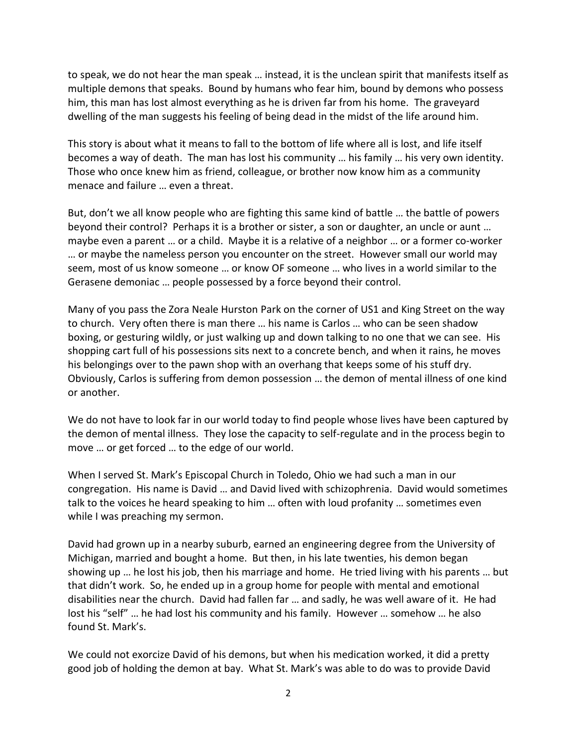to speak, we do not hear the man speak … instead, it is the unclean spirit that manifests itself as multiple demons that speaks. Bound by humans who fear him, bound by demons who possess him, this man has lost almost everything as he is driven far from his home. The graveyard dwelling of the man suggests his feeling of being dead in the midst of the life around him.

This story is about what it means to fall to the bottom of life where all is lost, and life itself becomes a way of death. The man has lost his community … his family … his very own identity. Those who once knew him as friend, colleague, or brother now know him as a community menace and failure … even a threat.

But, don't we all know people who are fighting this same kind of battle … the battle of powers beyond their control? Perhaps it is a brother or sister, a son or daughter, an uncle or aunt … maybe even a parent … or a child. Maybe it is a relative of a neighbor … or a former co-worker … or maybe the nameless person you encounter on the street. However small our world may seem, most of us know someone … or know OF someone … who lives in a world similar to the Gerasene demoniac … people possessed by a force beyond their control.

Many of you pass the Zora Neale Hurston Park on the corner of US1 and King Street on the way to church. Very often there is man there … his name is Carlos … who can be seen shadow boxing, or gesturing wildly, or just walking up and down talking to no one that we can see. His shopping cart full of his possessions sits next to a concrete bench, and when it rains, he moves his belongings over to the pawn shop with an overhang that keeps some of his stuff dry. Obviously, Carlos is suffering from demon possession … the demon of mental illness of one kind or another.

We do not have to look far in our world today to find people whose lives have been captured by the demon of mental illness. They lose the capacity to self-regulate and in the process begin to move … or get forced … to the edge of our world.

When I served St. Mark's Episcopal Church in Toledo, Ohio we had such a man in our congregation. His name is David … and David lived with schizophrenia. David would sometimes talk to the voices he heard speaking to him … often with loud profanity … sometimes even while I was preaching my sermon.

David had grown up in a nearby suburb, earned an engineering degree from the University of Michigan, married and bought a home. But then, in his late twenties, his demon began showing up … he lost his job, then his marriage and home. He tried living with his parents … but that didn't work. So, he ended up in a group home for people with mental and emotional disabilities near the church. David had fallen far … and sadly, he was well aware of it. He had lost his "self" … he had lost his community and his family. However … somehow … he also found St. Mark's.

We could not exorcize David of his demons, but when his medication worked, it did a pretty good job of holding the demon at bay. What St. Mark's was able to do was to provide David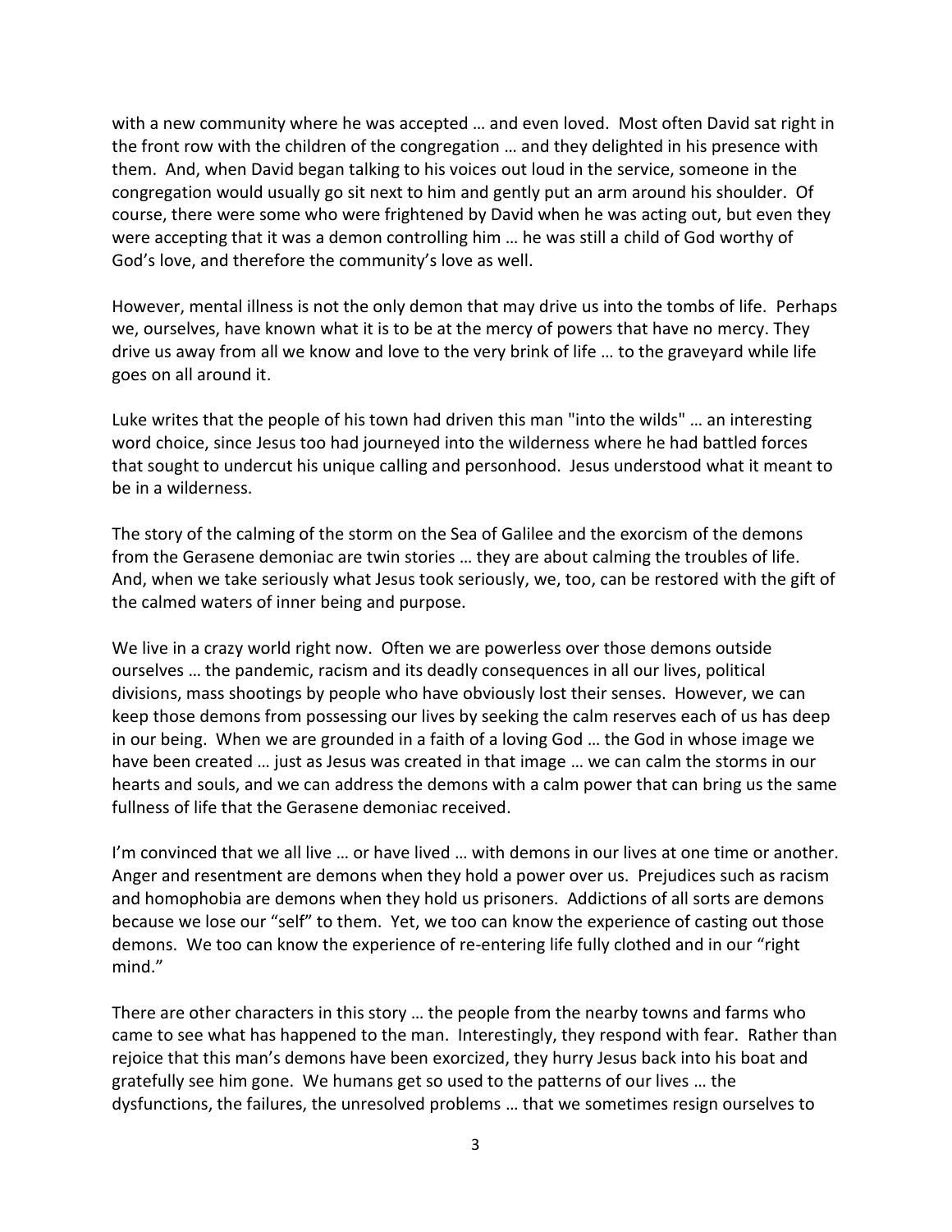with a new community where he was accepted … and even loved. Most often David sat right in the front row with the children of the congregation … and they delighted in his presence with them. And, when David began talking to his voices out loud in the service, someone in the congregation would usually go sit next to him and gently put an arm around his shoulder. Of course, there were some who were frightened by David when he was acting out, but even they were accepting that it was a demon controlling him … he was still a child of God worthy of God's love, and therefore the community's love as well.

However, mental illness is not the only demon that may drive us into the tombs of life. Perhaps we, ourselves, have known what it is to be at the mercy of powers that have no mercy. They drive us away from all we know and love to the very brink of life … to the graveyard while life goes on all around it.

Luke writes that the people of his town had driven this man "into the wilds" … an interesting word choice, since Jesus too had journeyed into the wilderness where he had battled forces that sought to undercut his unique calling and personhood. Jesus understood what it meant to be in a wilderness.

The story of the calming of the storm on the Sea of Galilee and the exorcism of the demons from the Gerasene demoniac are twin stories … they are about calming the troubles of life. And, when we take seriously what Jesus took seriously, we, too, can be restored with the gift of the calmed waters of inner being and purpose.

We live in a crazy world right now. Often we are powerless over those demons outside ourselves … the pandemic, racism and its deadly consequences in all our lives, political divisions, mass shootings by people who have obviously lost their senses. However, we can keep those demons from possessing our lives by seeking the calm reserves each of us has deep in our being. When we are grounded in a faith of a loving God … the God in whose image we have been created … just as Jesus was created in that image … we can calm the storms in our hearts and souls, and we can address the demons with a calm power that can bring us the same fullness of life that the Gerasene demoniac received.

I'm convinced that we all live … or have lived … with demons in our lives at one time or another. Anger and resentment are demons when they hold a power over us. Prejudices such as racism and homophobia are demons when they hold us prisoners. Addictions of all sorts are demons because we lose our "self" to them. Yet, we too can know the experience of casting out those demons. We too can know the experience of re-entering life fully clothed and in our "right mind."

There are other characters in this story … the people from the nearby towns and farms who came to see what has happened to the man. Interestingly, they respond with fear. Rather than rejoice that this man's demons have been exorcized, they hurry Jesus back into his boat and gratefully see him gone. We humans get so used to the patterns of our lives … the dysfunctions, the failures, the unresolved problems … that we sometimes resign ourselves to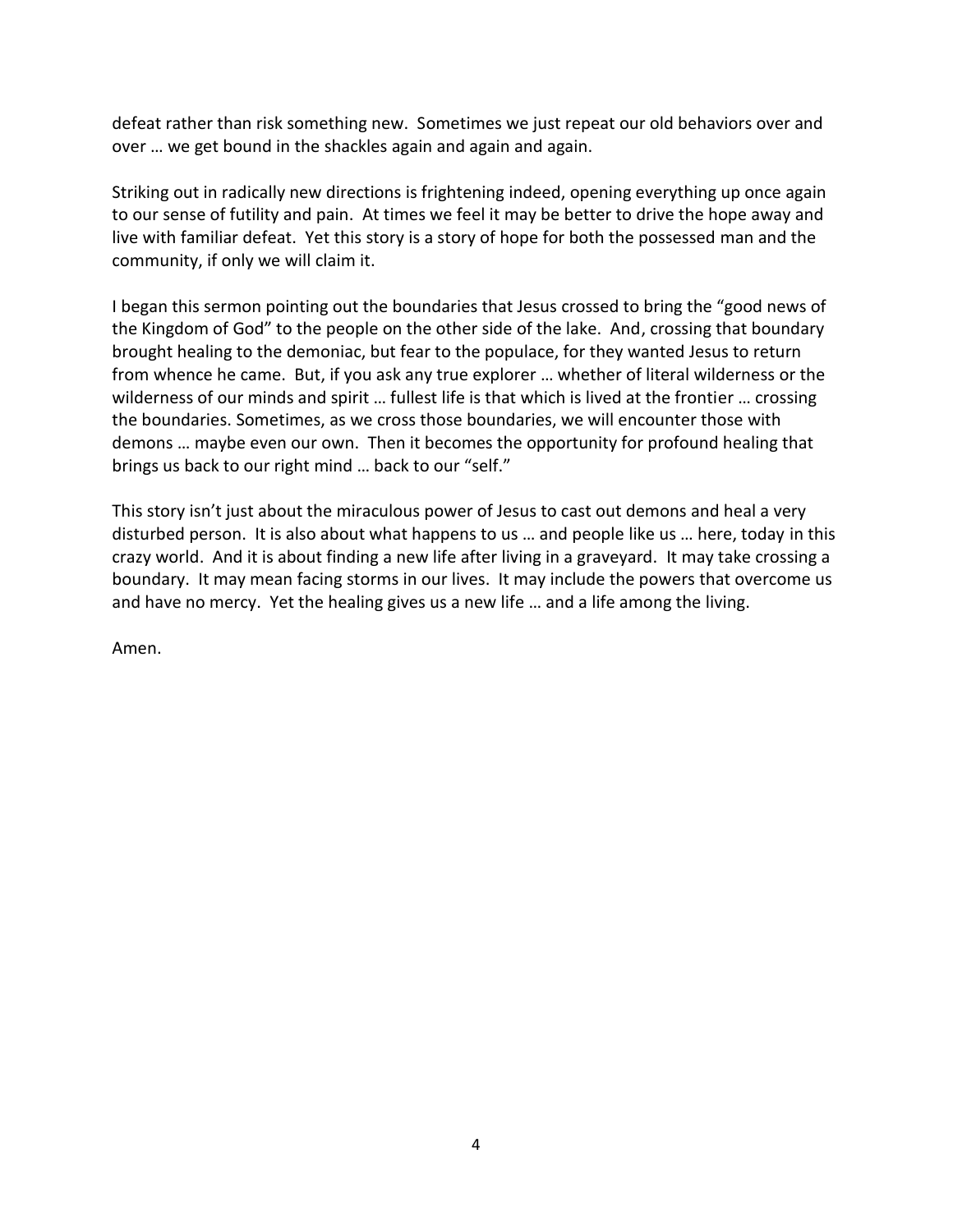defeat rather than risk something new. Sometimes we just repeat our old behaviors over and over … we get bound in the shackles again and again and again.

Striking out in radically new directions is frightening indeed, opening everything up once again to our sense of futility and pain. At times we feel it may be better to drive the hope away and live with familiar defeat. Yet this story is a story of hope for both the possessed man and the community, if only we will claim it.

I began this sermon pointing out the boundaries that Jesus crossed to bring the "good news of the Kingdom of God" to the people on the other side of the lake. And, crossing that boundary brought healing to the demoniac, but fear to the populace, for they wanted Jesus to return from whence he came. But, if you ask any true explorer … whether of literal wilderness or the wilderness of our minds and spirit … fullest life is that which is lived at the frontier … crossing the boundaries. Sometimes, as we cross those boundaries, we will encounter those with demons … maybe even our own. Then it becomes the opportunity for profound healing that brings us back to our right mind … back to our "self."

This story isn't just about the miraculous power of Jesus to cast out demons and heal a very disturbed person. It is also about what happens to us … and people like us … here, today in this crazy world. And it is about finding a new life after living in a graveyard. It may take crossing a boundary. It may mean facing storms in our lives. It may include the powers that overcome us and have no mercy. Yet the healing gives us a new life … and a life among the living.

Amen.